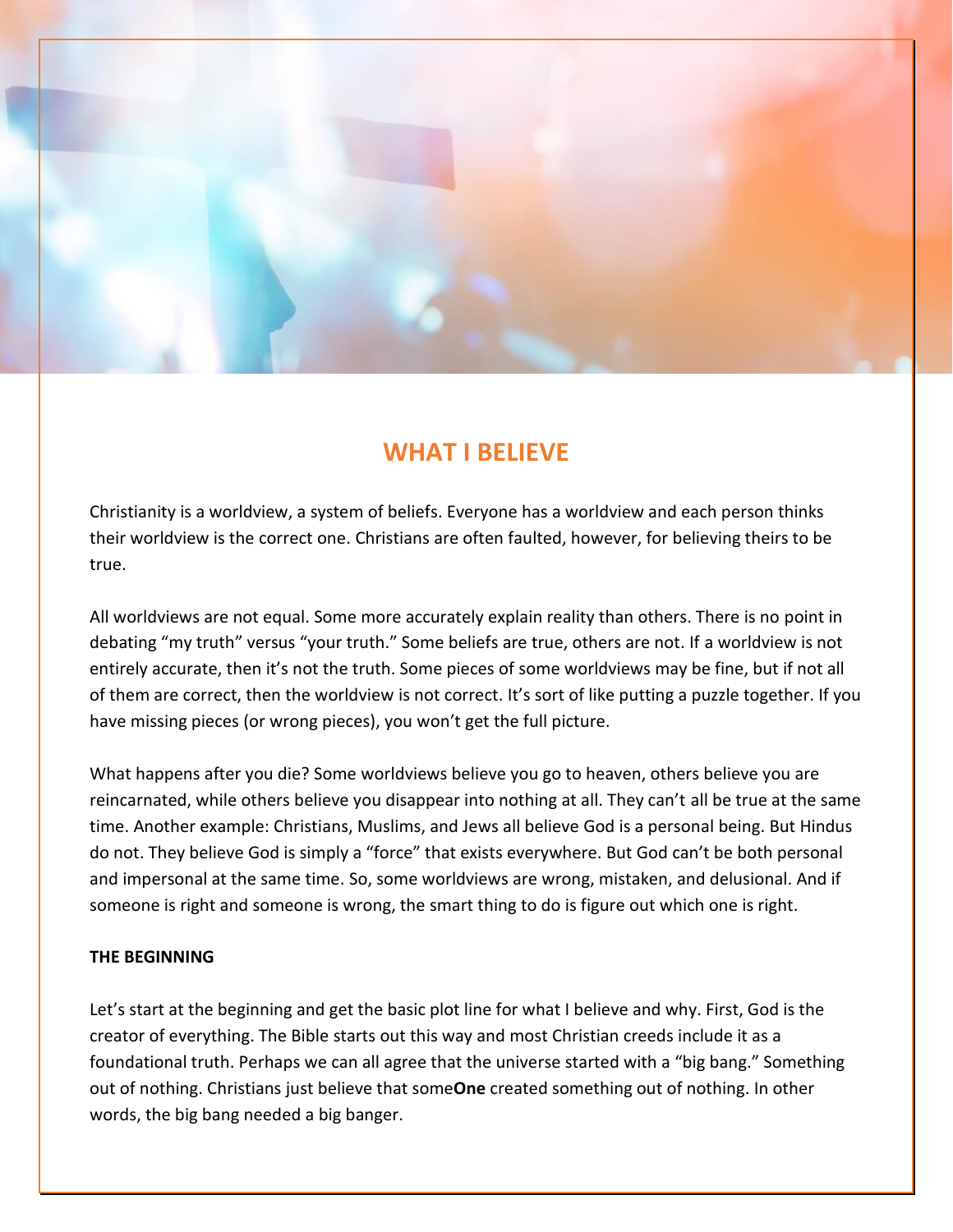# WHAT I BELIEVE

Christianity is a worldview, a system of beliefs. Everyone has a worldview and each person thinks their worldview is the correct one. Christians are often faulted, however, for believing theirs to be true.

All worldviews are not equal. Some more accurately explain reality than others. There is no point in debating “my truth” versus “your truth.” Some beliefs are true, others are not. If a worldview is not entirely accurate, then it’s not the truth. Some pieces of some worldviews may be fine, but if not all of them are correct, then the worldview is not correct. It’s sort of like putting a puzzle together. If you have missing pieces (or wrong pieces), you won’t get the full picture.

What happens after you die? Some worldviews believe you go to heaven, others believe you are reincarnated, while others believe you disappear into nothing at all. They can’t all be true at the same time. Another example: Christians, Muslims, and Jews all believe God is a personal being. But Hindus do not. They believe God is simply a “force” that exists everywhere. But God can’t be both personal and impersonal at the same time. So, some worldviews are wrong, mistaken, and delusional. And if someone is right and someone is wrong, the smart thing to do is figure out which one is right.

**THE BEGINNING**

Let’s start at the beginning and get the basic plot line for what I believe and why. First, God is the creator of everything. The Bible starts out this way and most Christian creeds include it as a foundational truth. Perhaps we can all agree that the universe started with a “big bang.” Something out of nothing. Christians just believe that some**One** created something out of nothing. In other words, the big bang needed a big banger.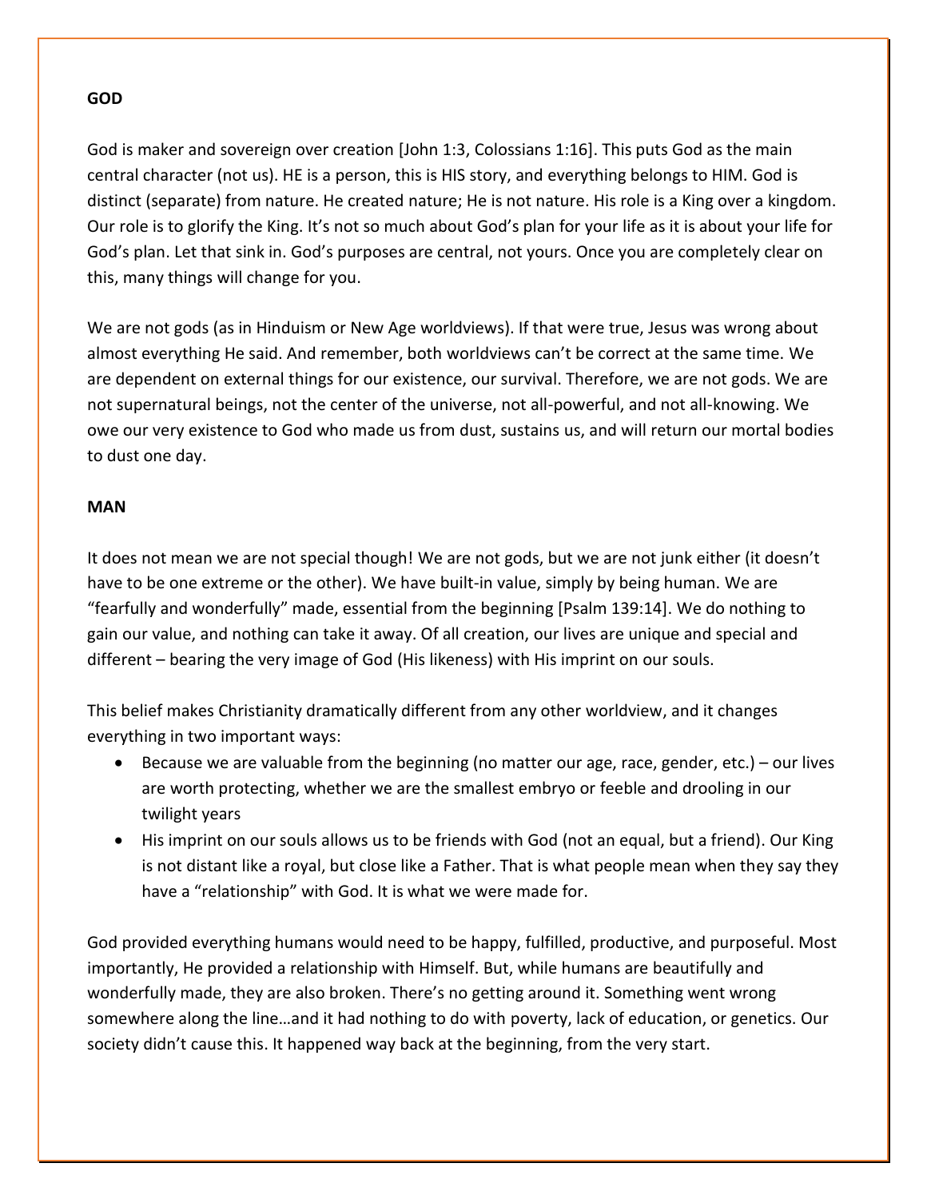**GOD**

God is maker and sovereign over creation [John 1:3, Colossians 1:16]. This puts God as the main central character (not us). HE is a person, this is HIS story, and everything belongs to HIM. God is distinct (separate) from nature. He created nature; He is not nature. His role is a King over a kingdom. Our role is to glorify the King. It's not so much about God's plan for your life as it is about your life for God's plan. Let that sink in. God's purposes are central, not yours. Once you are completely clear on this, many things will change for you.

We are not gods (as in Hinduism or New Age worldviews). If that were true, Jesus was wrong about almost everything He said. And remember, both worldviews can't be correct at the same time. We are dependent on external things for our existence, our survival. Therefore, we are not gods. We are not supernatural beings, not the center of the universe, not all-powerful, and not all-knowing. We owe our very existence to God who made us from dust, sustains us, and will return our mortal bodies to dust one day.

**MAN**

It does not mean we are not special though! We are not gods, but we are not junk either (it doesn't have to be one extreme or the other). We have built-in value, simply by being human. We are "fearfully and wonderfully" made, essential from the beginning [Psalm 139:14]. We do nothing to gain our value, and nothing can take it away. Of all creation, our lives are unique and special and different – bearing the very image of God (His likeness) with His imprint on our souls.

This belief makes Christianity dramatically different from any other worldview, and it changes everything in two important ways:

- Because we are valuable from the beginning (no matter our age, race, gender, etc.) – our lives are worth protecting, whether we are the smallest embryo or feeble and drooling in our twilight years
- His imprint on our souls allows us to be friends with God (not an equal, but a friend). Our King is not distant like a royal, but close like a Father. That is what people mean when they say they have a "relationship" with God. It is what we were made for.

God provided everything humans would need to be happy, fulfilled, productive, and purposeful. Most importantly, He provided a relationship with Himself. But, while humans are beautifully and wonderfully made, they are also broken. There's no getting around it. Something went wrong somewhere along the line…and it had nothing to do with poverty, lack of education, or genetics. Our society didn't cause this. It happened way back at the beginning, from the very start.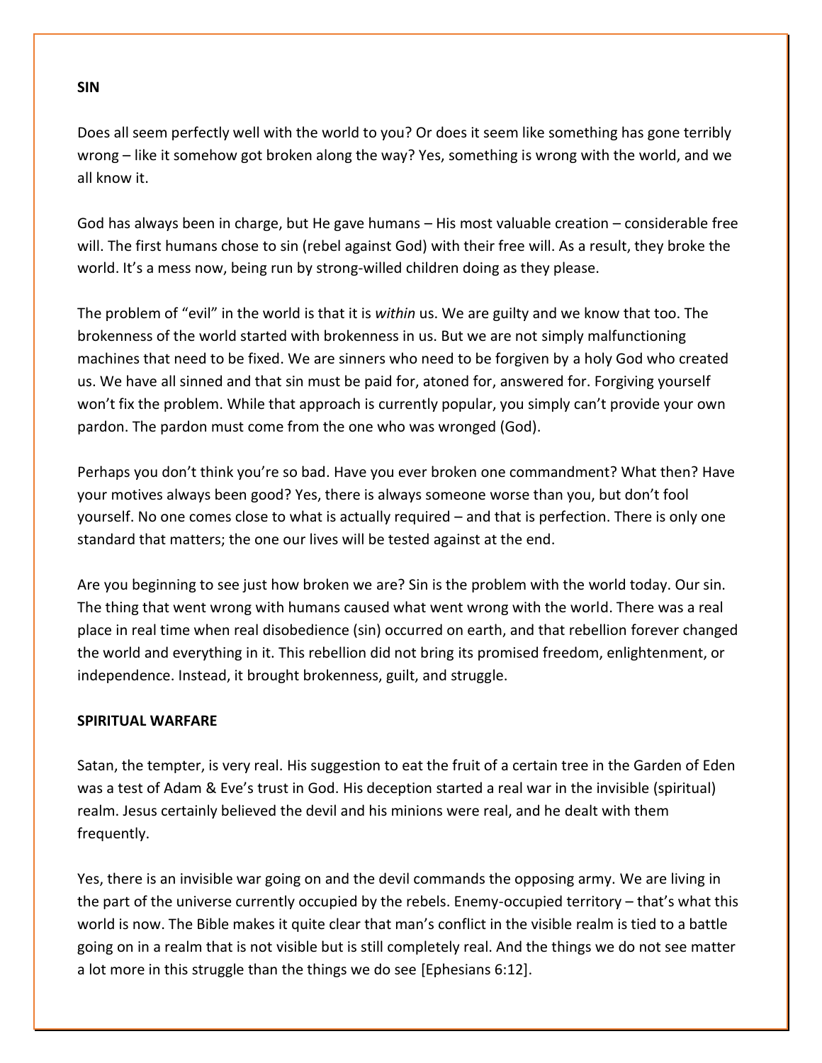**SIN**

Does all seem perfectly well with the world to you? Or does it seem like something has gone terribly wrong – like it somehow got broken along the way? Yes, something is wrong with the world, and we all know it.

God has always been in charge, but He gave humans – His most valuable creation – considerable free will. The first humans chose to sin (rebel against God) with their free will. As a result, they broke the world. It's a mess now, being run by strong-willed children doing as they please.

The problem of "evil" in the world is that it is *within* us. We are guilty and we know that too. The brokenness of the world started with brokenness in us. But we are not simply malfunctioning machines that need to be fixed. We are sinners who need to be forgiven by a holy God who created us. We have all sinned and that sin must be paid for, atoned for, answered for. Forgiving yourself won't fix the problem. While that approach is currently popular, you simply can't provide your own pardon. The pardon must come from the one who was wronged (God).

Perhaps you don't think you're so bad. Have you ever broken one commandment? What then? Have your motives always been good? Yes, there is always someone worse than you, but don't fool yourself. No one comes close to what is actually required – and that is perfection. There is only one standard that matters; the one our lives will be tested against at the end.

Are you beginning to see just how broken we are? Sin is the problem with the world today. Our sin. The thing that went wrong with humans caused what went wrong with the world. There was a real place in real time when real disobedience (sin) occurred on earth, and that rebellion forever changed the world and everything in it. This rebellion did not bring its promised freedom, enlightenment, or independence. Instead, it brought brokenness, guilt, and struggle.

**SPIRITUAL WARFARE**

Satan, the tempter, is very real. His suggestion to eat the fruit of a certain tree in the Garden of Eden was a test of Adam & Eve's trust in God. His deception started a real war in the invisible (spiritual) realm. Jesus certainly believed the devil and his minions were real, and he dealt with them frequently.

Yes, there is an invisible war going on and the devil commands the opposing army. We are living in the part of the universe currently occupied by the rebels. Enemy-occupied territory – that's what this world is now. The Bible makes it quite clear that man's conflict in the visible realm is tied to a battle going on in a realm that is not visible but is still completely real. And the things we do not see matter a lot more in this struggle than the things we do see [Ephesians 6:12].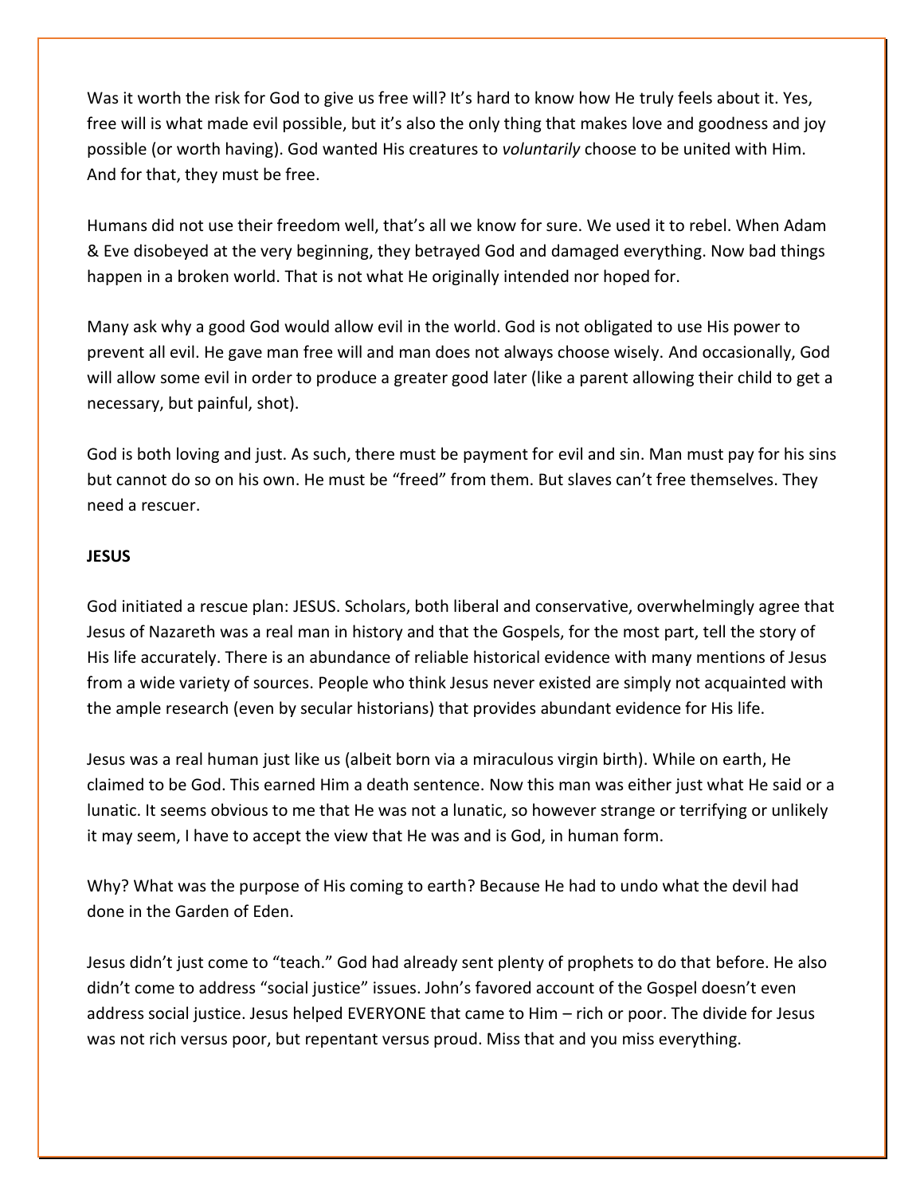Was it worth the risk for God to give us free will? It's hard to know how He truly feels about it. Yes, free will is what made evil possible, but it's also the only thing that makes love and goodness and joy possible (or worth having). God wanted His creatures to *voluntarily* choose to be united with Him. And for that, they must be free.

Humans did not use their freedom well, that's all we know for sure. We used it to rebel. When Adam & Eve disobeyed at the very beginning, they betrayed God and damaged everything. Now bad things happen in a broken world. That is not what He originally intended nor hoped for.

Many ask why a good God would allow evil in the world. God is not obligated to use His power to prevent all evil. He gave man free will and man does not always choose wisely. And occasionally, God will allow some evil in order to produce a greater good later (like a parent allowing their child to get a necessary, but painful, shot).

God is both loving and just. As such, there must be payment for evil and sin. Man must pay for his sins but cannot do so on his own. He must be "freed" from them. But slaves can't free themselves. They need a rescuer.

**JESUS**

God initiated a rescue plan: JESUS. Scholars, both liberal and conservative, overwhelmingly agree that Jesus of Nazareth was a real man in history and that the Gospels, for the most part, tell the story of His life accurately. There is an abundance of reliable historical evidence with many mentions of Jesus from a wide variety of sources. People who think Jesus never existed are simply not acquainted with the ample research (even by secular historians) that provides abundant evidence for His life.

Jesus was a real human just like us (albeit born via a miraculous virgin birth). While on earth, He claimed to be God. This earned Him a death sentence. Now this man was either just what He said or a lunatic. It seems obvious to me that He was not a lunatic, so however strange or terrifying or unlikely it may seem, I have to accept the view that He was and is God, in human form.

Why? What was the purpose of His coming to earth? Because He had to undo what the devil had done in the Garden of Eden.

Jesus didn't just come to "teach." God had already sent plenty of prophets to do that before. He also didn't come to address "social justice" issues. John's favored account of the Gospel doesn't even address social justice. Jesus helped EVERYONE that came to Him – rich or poor. The divide for Jesus was not rich versus poor, but repentant versus proud. Miss that and you miss everything.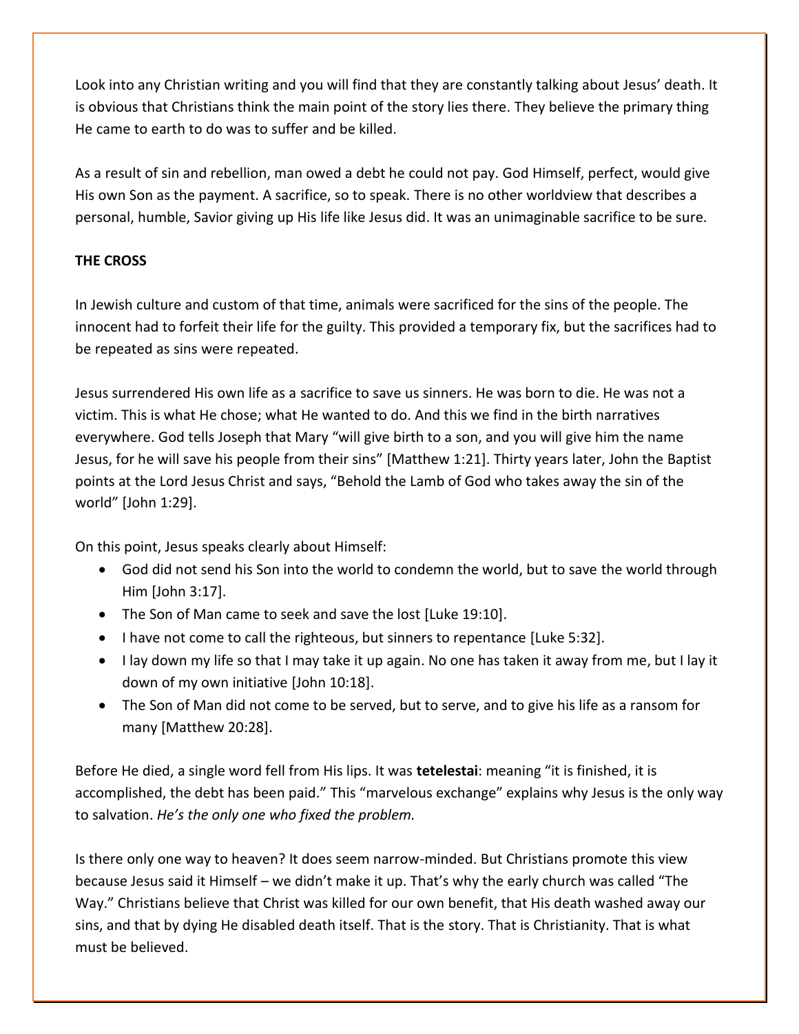Look into any Christian writing and you will find that they are constantly talking about Jesus' death. It is obvious that Christians think the main point of the story lies there. They believe the primary thing He came to earth to do was to suffer and be killed.

As a result of sin and rebellion, man owed a debt he could not pay. God Himself, perfect, would give His own Son as the payment. A sacrifice, so to speak. There is no other worldview that describes a personal, humble, Savior giving up His life like Jesus did. It was an unimaginable sacrifice to be sure.

**THE CROSS**

In Jewish culture and custom of that time, animals were sacrificed for the sins of the people. The innocent had to forfeit their life for the guilty. This provided a temporary fix, but the sacrifices had to be repeated as sins were repeated.

Jesus surrendered His own life as a sacrifice to save us sinners. He was born to die. He was not a victim. This is what He chose; what He wanted to do. And this we find in the birth narratives everywhere. God tells Joseph that Mary "will give birth to a son, and you will give him the name Jesus, for he will save his people from their sins" [Matthew 1:21]. Thirty years later, John the Baptist points at the Lord Jesus Christ and says, "Behold the Lamb of God who takes away the sin of the world" [John 1:29].

On this point, Jesus speaks clearly about Himself:

- God did not send his Son into the world to condemn the world, but to save the world through Him [John 3:17].
- The Son of Man came to seek and save the lost [Luke 19:10].
- I have not come to call the righteous, but sinners to repentance [Luke 5:32].
- I lay down my life so that I may take it up again. No one has taken it away from me, but I lay it down of my own initiative [John 10:18].
- The Son of Man did not come to be served, but to serve, and to give his life as a ransom for many [Matthew 20:28].

Before He died, a single word fell from His lips. It was **tetelestai**: meaning "it is finished, it is accomplished, the debt has been paid." This "marvelous exchange" explains why Jesus is the only way to salvation. *He's the only one who fixed the problem.*

Is there only one way to heaven? It does seem narrow-minded. But Christians promote this view because Jesus said it Himself – we didn't make it up. That's why the early church was called "The Way." Christians believe that Christ was killed for our own benefit, that His death washed away our sins, and that by dying He disabled death itself. That is the story. That is Christianity. That is what must be believed.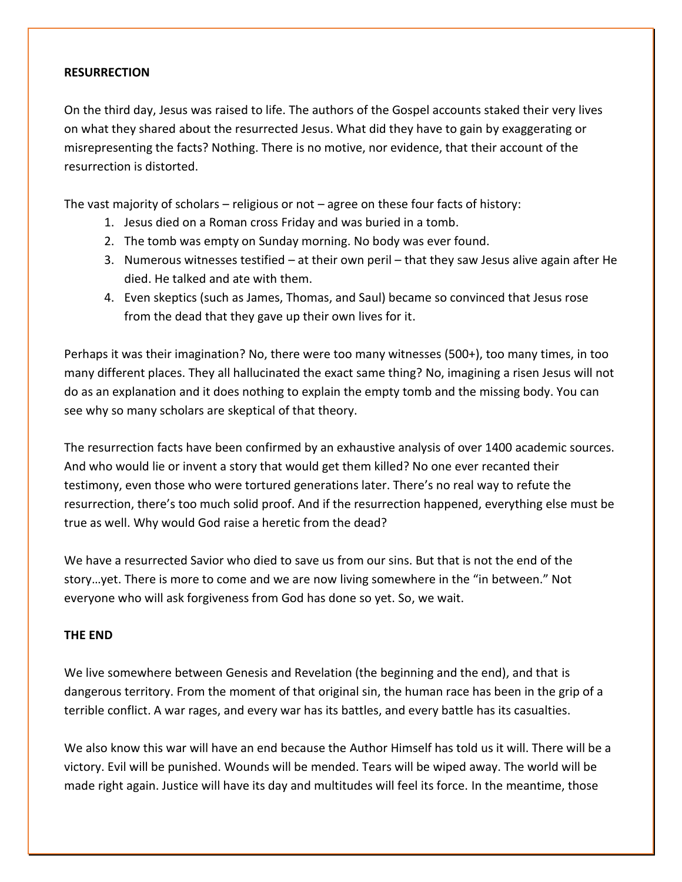**RESURRECTION**

On the third day, Jesus was raised to life. The authors of the Gospel accounts staked their very lives on what they shared about the resurrected Jesus. What did they have to gain by exaggerating or misrepresenting the facts? Nothing. There is no motive, nor evidence, that their account of the resurrection is distorted.

The vast majority of scholars – religious or not – agree on these four facts of history:

1. Jesus died on a Roman cross Friday and was buried in a tomb.
2. The tomb was empty on Sunday morning. No body was ever found.
3. Numerous witnesses testified – at their own peril – that they saw Jesus alive again after He died. He talked and ate with them.
4. Even skeptics (such as James, Thomas, and Saul) became so convinced that Jesus rose from the dead that they gave up their own lives for it.

Perhaps it was their imagination? No, there were too many witnesses (500+), too many times, in too many different places. They all hallucinated the exact same thing? No, imagining a risen Jesus will not do as an explanation and it does nothing to explain the empty tomb and the missing body. You can see why so many scholars are skeptical of that theory.

The resurrection facts have been confirmed by an exhaustive analysis of over 1400 academic sources. And who would lie or invent a story that would get them killed? No one ever recanted their testimony, even those who were tortured generations later. There's no real way to refute the resurrection, there's too much solid proof. And if the resurrection happened, everything else must be true as well. Why would God raise a heretic from the dead?

We have a resurrected Savior who died to save us from our sins. But that is not the end of the story…yet. There is more to come and we are now living somewhere in the "in between." Not everyone who will ask forgiveness from God has done so yet. So, we wait.

**THE END**

We live somewhere between Genesis and Revelation (the beginning and the end), and that is dangerous territory. From the moment of that original sin, the human race has been in the grip of a terrible conflict. A war rages, and every war has its battles, and every battle has its casualties.

We also know this war will have an end because the Author Himself has told us it will. There will be a victory. Evil will be punished. Wounds will be mended. Tears will be wiped away. The world will be made right again. Justice will have its day and multitudes will feel its force. In the meantime, those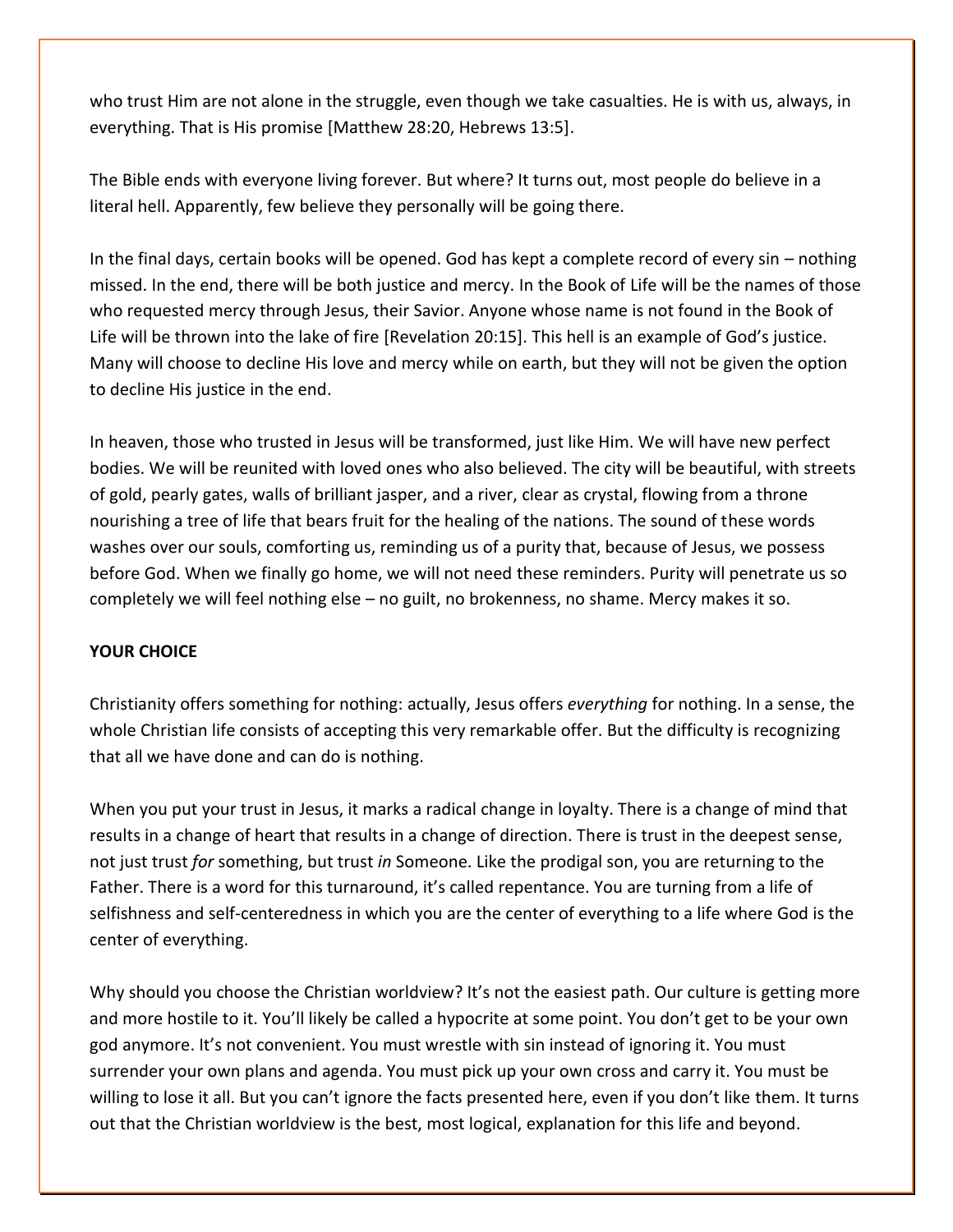who trust Him are not alone in the struggle, even though we take casualties. He is with us, always, in everything. That is His promise [Matthew 28:20, Hebrews 13:5].

The Bible ends with everyone living forever. But where? It turns out, most people do believe in a literal hell. Apparently, few believe they personally will be going there.

In the final days, certain books will be opened. God has kept a complete record of every sin – nothing missed. In the end, there will be both justice and mercy. In the Book of Life will be the names of those who requested mercy through Jesus, their Savior. Anyone whose name is not found in the Book of Life will be thrown into the lake of fire [Revelation 20:15]. This hell is an example of God's justice. Many will choose to decline His love and mercy while on earth, but they will not be given the option to decline His justice in the end.

In heaven, those who trusted in Jesus will be transformed, just like Him. We will have new perfect bodies. We will be reunited with loved ones who also believed. The city will be beautiful, with streets of gold, pearly gates, walls of brilliant jasper, and a river, clear as crystal, flowing from a throne nourishing a tree of life that bears fruit for the healing of the nations. The sound of these words washes over our souls, comforting us, reminding us of a purity that, because of Jesus, we possess before God. When we finally go home, we will not need these reminders. Purity will penetrate us so completely we will feel nothing else – no guilt, no brokenness, no shame. Mercy makes it so.

**YOUR CHOICE**

Christianity offers something for nothing: actually, Jesus offers *everything* for nothing. In a sense, the whole Christian life consists of accepting this very remarkable offer. But the difficulty is recognizing that all we have done and can do is nothing.

When you put your trust in Jesus, it marks a radical change in loyalty. There is a change of mind that results in a change of heart that results in a change of direction. There is trust in the deepest sense, not just trust *for* something, but trust *in* Someone. Like the prodigal son, you are returning to the Father. There is a word for this turnaround, it's called repentance. You are turning from a life of selfishness and self-centeredness in which you are the center of everything to a life where God is the center of everything.

Why should you choose the Christian worldview? It's not the easiest path. Our culture is getting more and more hostile to it. You'll likely be called a hypocrite at some point. You don't get to be your own god anymore. It's not convenient. You must wrestle with sin instead of ignoring it. You must surrender your own plans and agenda. You must pick up your own cross and carry it. You must be willing to lose it all. But you can't ignore the facts presented here, even if you don't like them. It turns out that the Christian worldview is the best, most logical, explanation for this life and beyond.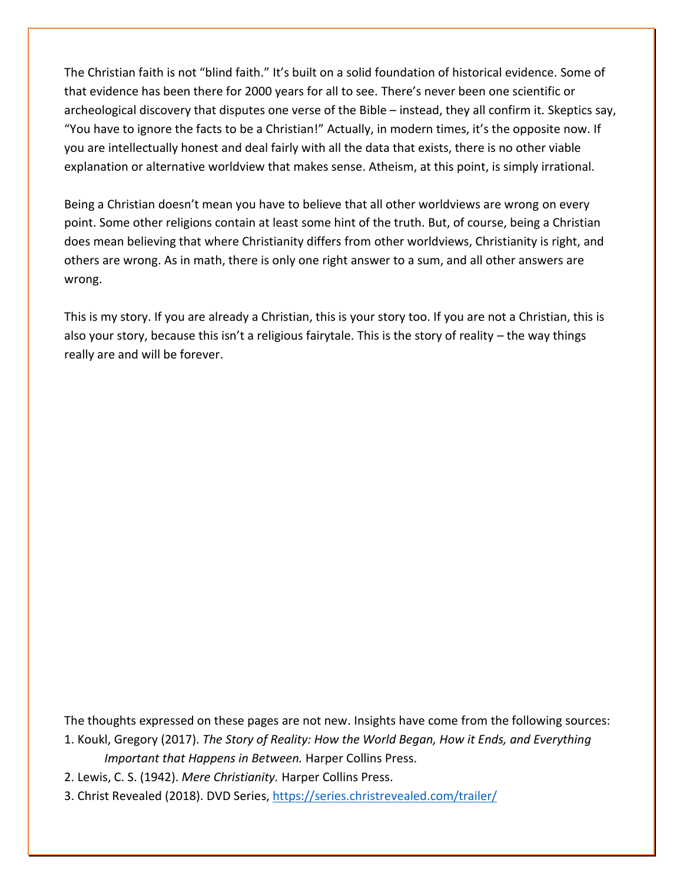The Christian faith is not "blind faith." It's built on a solid foundation of historical evidence. Some of that evidence has been there for 2000 years for all to see. There's never been one scientific or archeological discovery that disputes one verse of the Bible – instead, they all confirm it. Skeptics say, "You have to ignore the facts to be a Christian!" Actually, in modern times, it's the opposite now. If you are intellectually honest and deal fairly with all the data that exists, there is no other viable explanation or alternative worldview that makes sense. Atheism, at this point, is simply irrational.

Being a Christian doesn't mean you have to believe that all other worldviews are wrong on every point. Some other religions contain at least some hint of the truth. But, of course, being a Christian does mean believing that where Christianity differs from other worldviews, Christianity is right, and others are wrong. As in math, there is only one right answer to a sum, and all other answers are wrong.

This is my story. If you are already a Christian, this is your story too. If you are not a Christian, this is also your story, because this isn't a religious fairytale. This is the story of reality – the way things really are and will be forever.

The thoughts expressed on these pages are not new. Insights have come from the following sources:

1. Koukl, Gregory (2017). *The Story of Reality: How the World Began, How it Ends, and Everything Important that Happens in Between.* Harper Collins Press.
2. Lewis, C. S. (1942). *Mere Christianity.* Harper Collins Press.
3. Christ Revealed (2018). DVD Series, https://series.christrevealed.com/trailer/